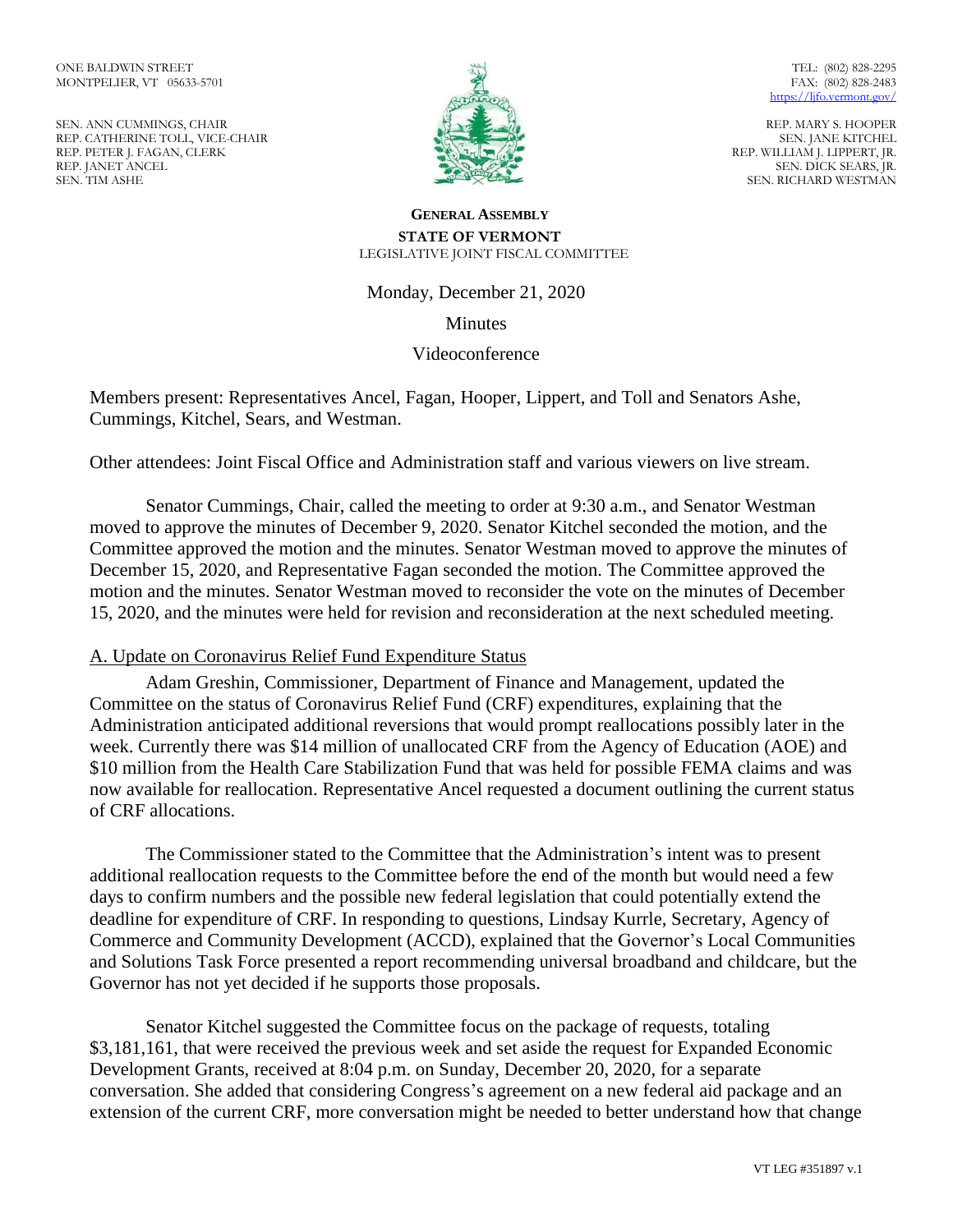ONE BALDWIN STREET
MONTPELIER, VT 05633-5701

SEN. ANN CUMMINGS, CHAIR
REP. CATHERINE TOLL, VICE-CHAIR
REP. PETER J. FAGAN, CLERK
REP. JANET ANCEL
SEN. TIM ASHE

TEL: (802) 828-2295
FAX: (802) 828-2483
https://ljfo.vermont.gov/

REP. MARY S. HOOPER
SEN. JANE KITCHEL
REP. WILLIAM J. LIPPERT, JR.
SEN. DICK SEARS, JR.
SEN. RICHARD WESTMAN

**GENERAL ASSEMBLY**
**STATE OF VERMONT**
LEGISLATIVE JOINT FISCAL COMMITTEE

Monday, December 21, 2020

Minutes

Videoconference

Members present: Representatives Ancel, Fagan, Hooper, Lippert, and Toll and Senators Ashe, Cummings, Kitchel, Sears, and Westman.

Other attendees: Joint Fiscal Office and Administration staff and various viewers on live stream.

Senator Cummings, Chair, called the meeting to order at 9:30 a.m., and Senator Westman moved to approve the minutes of December 9, 2020. Senator Kitchel seconded the motion, and the Committee approved the motion and the minutes. Senator Westman moved to approve the minutes of December 15, 2020, and Representative Fagan seconded the motion. The Committee approved the motion and the minutes. Senator Westman moved to reconsider the vote on the minutes of December 15, 2020, and the minutes were held for revision and reconsideration at the next scheduled meeting.

A. Update on Coronavirus Relief Fund Expenditure Status

Adam Greshin, Commissioner, Department of Finance and Management, updated the Committee on the status of Coronavirus Relief Fund (CRF) expenditures, explaining that the Administration anticipated additional reversions that would prompt reallocations possibly later in the week. Currently there was $14 million of unallocated CRF from the Agency of Education (AOE) and $10 million from the Health Care Stabilization Fund that was held for possible FEMA claims and was now available for reallocation. Representative Ancel requested a document outlining the current status of CRF allocations.

The Commissioner stated to the Committee that the Administration's intent was to present additional reallocation requests to the Committee before the end of the month but would need a few days to confirm numbers and the possible new federal legislation that could potentially extend the deadline for expenditure of CRF. In responding to questions, Lindsay Kurrle, Secretary, Agency of Commerce and Community Development (ACCD), explained that the Governor's Local Communities and Solutions Task Force presented a report recommending universal broadband and childcare, but the Governor has not yet decided if he supports those proposals.

Senator Kitchel suggested the Committee focus on the package of requests, totaling $3,181,161, that were received the previous week and set aside the request for Expanded Economic Development Grants, received at 8:04 p.m. on Sunday, December 20, 2020, for a separate conversation. She added that considering Congress's agreement on a new federal aid package and an extension of the current CRF, more conversation might be needed to better understand how that change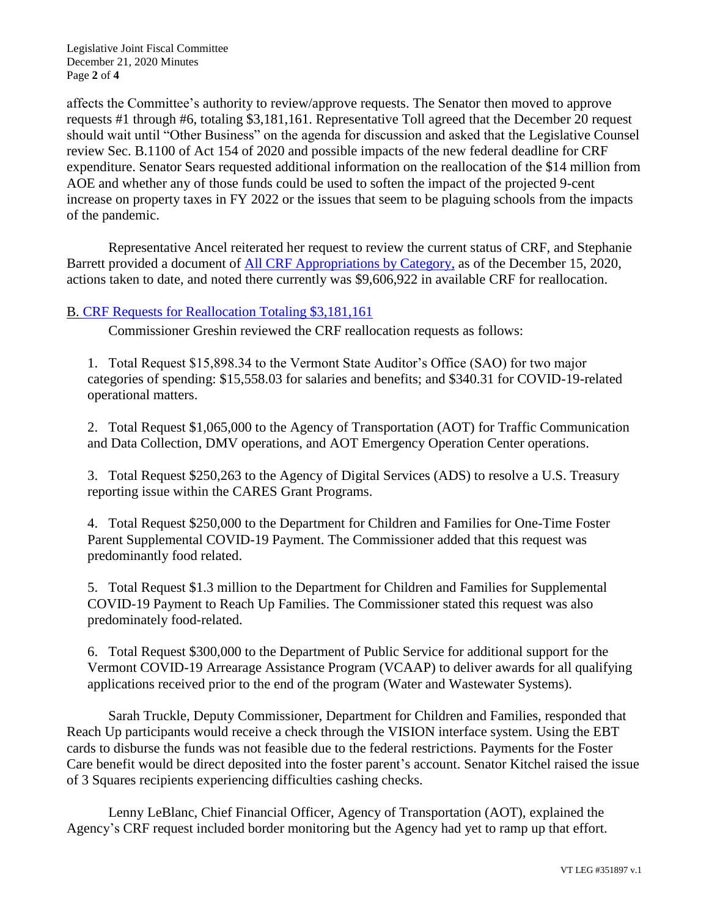affects the Committee's authority to review/approve requests. The Senator then moved to approve requests #1 through #6, totaling $3,181,161. Representative Toll agreed that the December 20 request should wait until "Other Business" on the agenda for discussion and asked that the Legislative Counsel review Sec. B.1100 of Act 154 of 2020 and possible impacts of the new federal deadline for CRF expenditure. Senator Sears requested additional information on the reallocation of the $14 million from AOE and whether any of those funds could be used to soften the impact of the projected 9-cent increase on property taxes in FY 2022 or the issues that seem to be plaguing schools from the impacts of the pandemic.

Representative Ancel reiterated her request to review the current status of CRF, and Stephanie Barrett provided a document of All CRF Appropriations by Category, as of the December 15, 2020, actions taken to date, and noted there currently was $9,606,922 in available CRF for reallocation.

## B. CRF Requests for Reallocation Totaling $3,181,161

Commissioner Greshin reviewed the CRF reallocation requests as follows:

1. Total Request $15,898.34 to the Vermont State Auditor's Office (SAO) for two major categories of spending: $15,558.03 for salaries and benefits; and $340.31 for COVID-19-related operational matters.

2. Total Request $1,065,000 to the Agency of Transportation (AOT) for Traffic Communication and Data Collection, DMV operations, and AOT Emergency Operation Center operations.

3. Total Request $250,263 to the Agency of Digital Services (ADS) to resolve a U.S. Treasury reporting issue within the CARES Grant Programs.

4. Total Request $250,000 to the Department for Children and Families for One-Time Foster Parent Supplemental COVID-19 Payment. The Commissioner added that this request was predominantly food related.

5. Total Request $1.3 million to the Department for Children and Families for Supplemental COVID-19 Payment to Reach Up Families. The Commissioner stated this request was also predominately food-related.

6. Total Request $300,000 to the Department of Public Service for additional support for the Vermont COVID-19 Arrearage Assistance Program (VCAAP) to deliver awards for all qualifying applications received prior to the end of the program (Water and Wastewater Systems).

Sarah Truckle, Deputy Commissioner, Department for Children and Families, responded that Reach Up participants would receive a check through the VISION interface system. Using the EBT cards to disburse the funds was not feasible due to the federal restrictions. Payments for the Foster Care benefit would be direct deposited into the foster parent's account. Senator Kitchel raised the issue of 3 Squares recipients experiencing difficulties cashing checks.

Lenny LeBlanc, Chief Financial Officer, Agency of Transportation (AOT), explained the Agency's CRF request included border monitoring but the Agency had yet to ramp up that effort.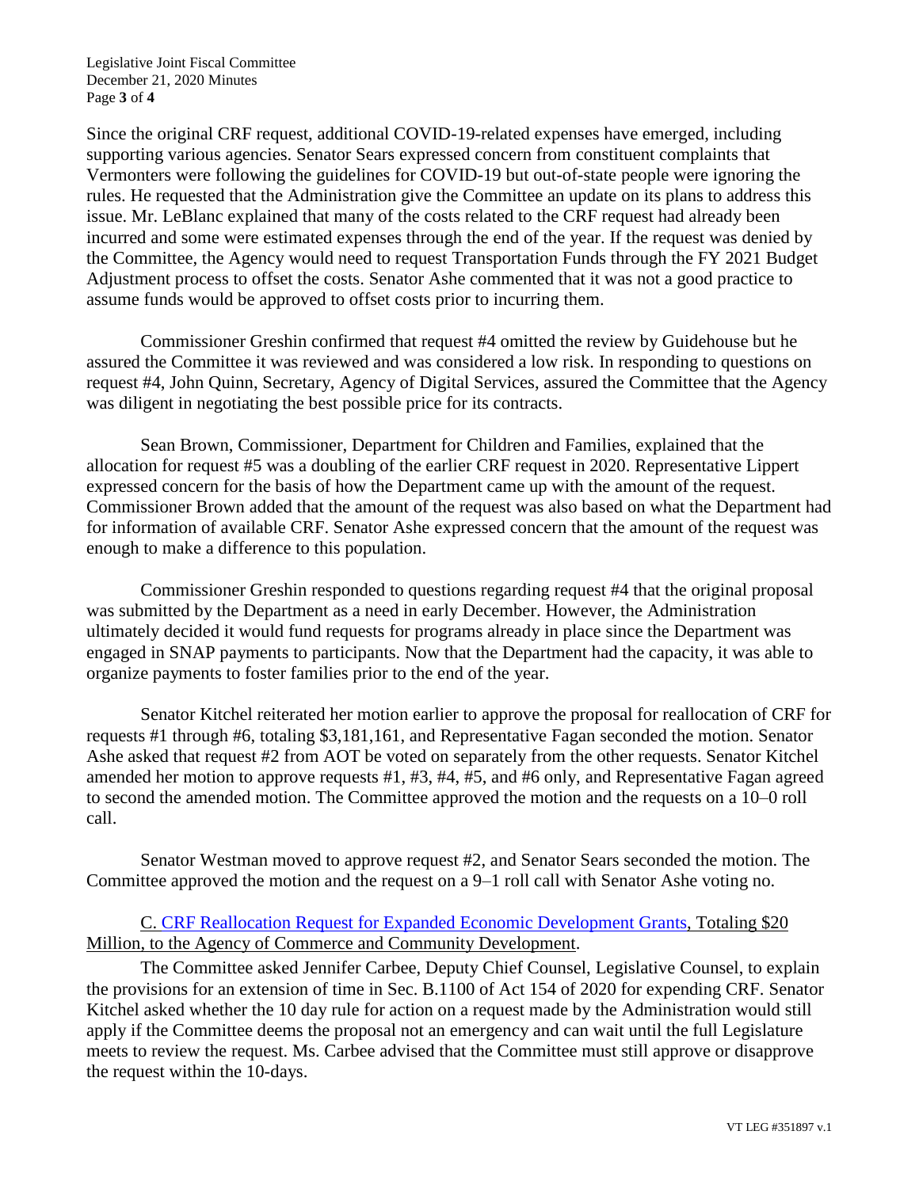Since the original CRF request, additional COVID-19-related expenses have emerged, including supporting various agencies. Senator Sears expressed concern from constituent complaints that Vermonters were following the guidelines for COVID-19 but out-of-state people were ignoring the rules. He requested that the Administration give the Committee an update on its plans to address this issue. Mr. LeBlanc explained that many of the costs related to the CRF request had already been incurred and some were estimated expenses through the end of the year. If the request was denied by the Committee, the Agency would need to request Transportation Funds through the FY 2021 Budget Adjustment process to offset the costs. Senator Ashe commented that it was not a good practice to assume funds would be approved to offset costs prior to incurring them.

Commissioner Greshin confirmed that request #4 omitted the review by Guidehouse but he assured the Committee it was reviewed and was considered a low risk. In responding to questions on request #4, John Quinn, Secretary, Agency of Digital Services, assured the Committee that the Agency was diligent in negotiating the best possible price for its contracts.

Sean Brown, Commissioner, Department for Children and Families, explained that the allocation for request #5 was a doubling of the earlier CRF request in 2020. Representative Lippert expressed concern for the basis of how the Department came up with the amount of the request. Commissioner Brown added that the amount of the request was also based on what the Department had for information of available CRF. Senator Ashe expressed concern that the amount of the request was enough to make a difference to this population.

Commissioner Greshin responded to questions regarding request #4 that the original proposal was submitted by the Department as a need in early December. However, the Administration ultimately decided it would fund requests for programs already in place since the Department was engaged in SNAP payments to participants. Now that the Department had the capacity, it was able to organize payments to foster families prior to the end of the year.

Senator Kitchel reiterated her motion earlier to approve the proposal for reallocation of CRF for requests #1 through #6, totaling $3,181,161, and Representative Fagan seconded the motion. Senator Ashe asked that request #2 from AOT be voted on separately from the other requests. Senator Kitchel amended her motion to approve requests #1, #3, #4, #5, and #6 only, and Representative Fagan agreed to second the amended motion. The Committee approved the motion and the requests on a 10–0 roll call.

Senator Westman moved to approve request #2, and Senator Sears seconded the motion. The Committee approved the motion and the request on a 9–1 roll call with Senator Ashe voting no.

C. CRF Reallocation Request for Expanded Economic Development Grants, Totaling $20 Million, to the Agency of Commerce and Community Development.

The Committee asked Jennifer Carbee, Deputy Chief Counsel, Legislative Counsel, to explain the provisions for an extension of time in Sec. B.1100 of Act 154 of 2020 for expending CRF. Senator Kitchel asked whether the 10 day rule for action on a request made by the Administration would still apply if the Committee deems the proposal not an emergency and can wait until the full Legislature meets to review the request. Ms. Carbee advised that the Committee must still approve or disapprove the request within the 10-days.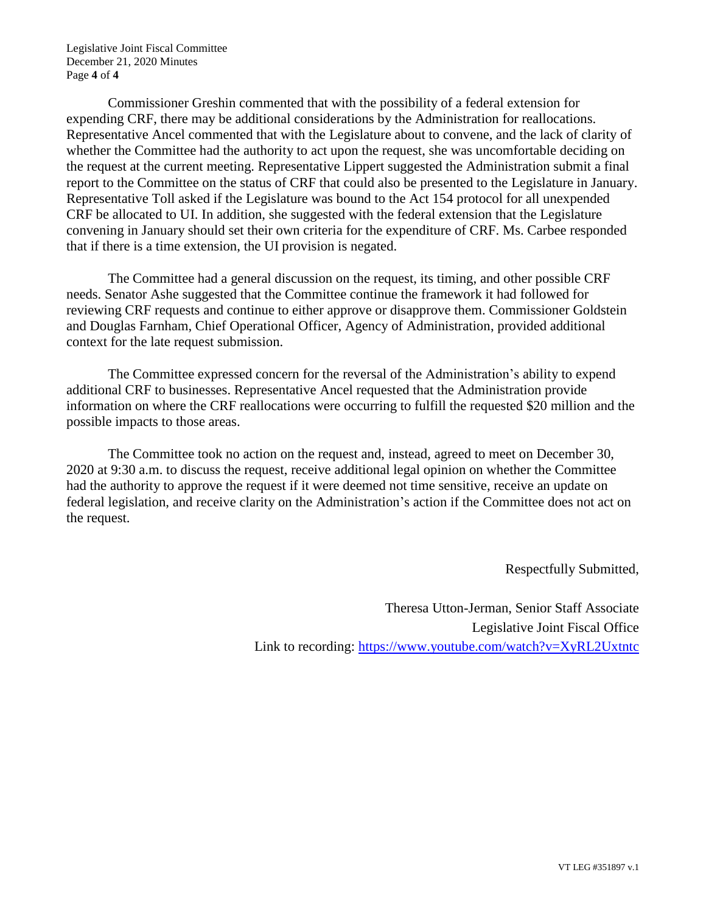Commissioner Greshin commented that with the possibility of a federal extension for expending CRF, there may be additional considerations by the Administration for reallocations. Representative Ancel commented that with the Legislature about to convene, and the lack of clarity of whether the Committee had the authority to act upon the request, she was uncomfortable deciding on the request at the current meeting. Representative Lippert suggested the Administration submit a final report to the Committee on the status of CRF that could also be presented to the Legislature in January. Representative Toll asked if the Legislature was bound to the Act 154 protocol for all unexpended CRF be allocated to UI. In addition, she suggested with the federal extension that the Legislature convening in January should set their own criteria for the expenditure of CRF. Ms. Carbee responded that if there is a time extension, the UI provision is negated.

The Committee had a general discussion on the request, its timing, and other possible CRF needs. Senator Ashe suggested that the Committee continue the framework it had followed for reviewing CRF requests and continue to either approve or disapprove them. Commissioner Goldstein and Douglas Farnham, Chief Operational Officer, Agency of Administration, provided additional context for the late request submission.

The Committee expressed concern for the reversal of the Administration's ability to expend additional CRF to businesses. Representative Ancel requested that the Administration provide information on where the CRF reallocations were occurring to fulfill the requested $20 million and the possible impacts to those areas.

The Committee took no action on the request and, instead, agreed to meet on December 30, 2020 at 9:30 a.m. to discuss the request, receive additional legal opinion on whether the Committee had the authority to approve the request if it were deemed not time sensitive, receive an update on federal legislation, and receive clarity on the Administration's action if the Committee does not act on the request.

Respectfully Submitted,

Theresa Utton-Jerman, Senior Staff Associate
Legislative Joint Fiscal Office
Link to recording: https://www.youtube.com/watch?v=XyRL2Uxtntc

VT LEG #351897 v.1